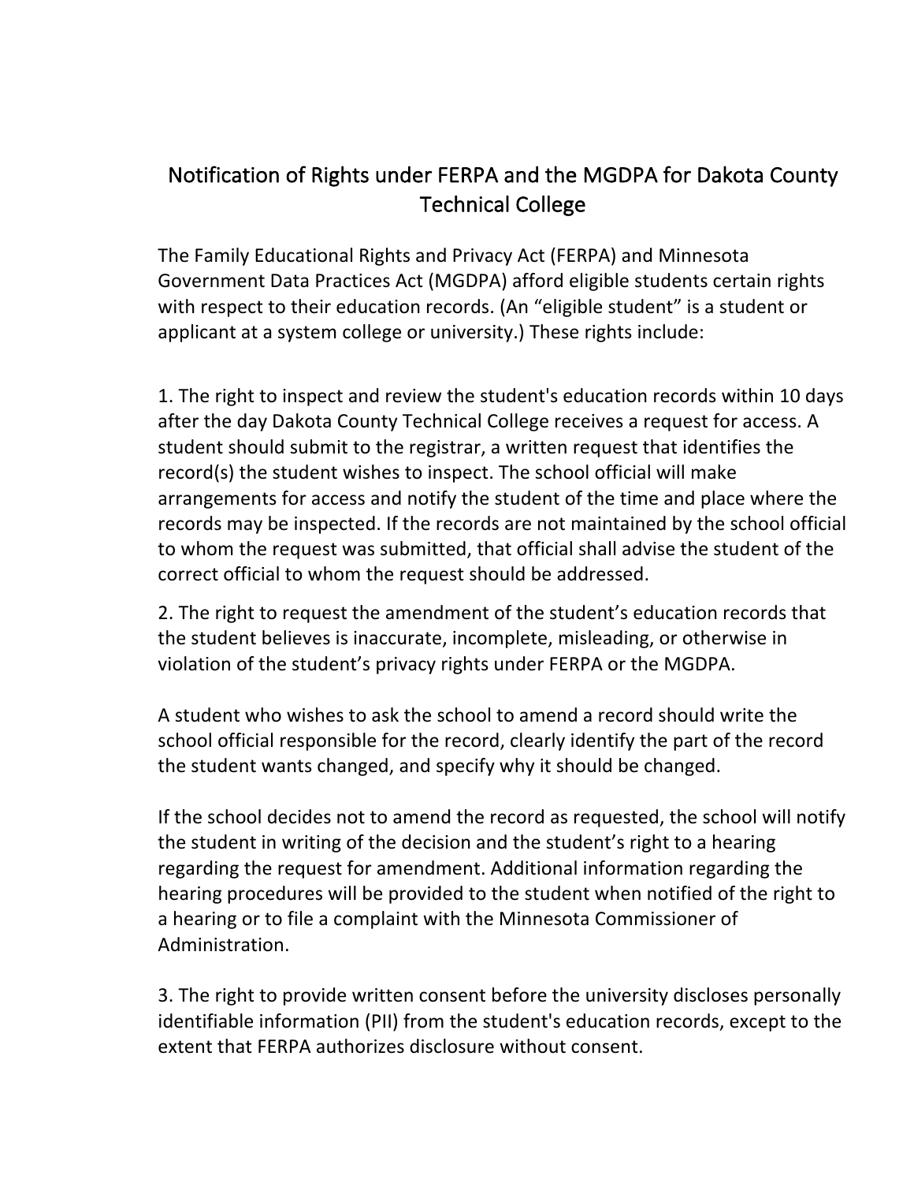# Notification of Rights under FERPA and the MGDPA for Dakota County Technical College

The Family Educational Rights and Privacy Act (FERPA) and Minnesota Government Data Practices Act (MGDPA) afford eligible students certain rights with respect to their education records. (An "eligible student" is a student or applicant at a system college or university.) These rights include:

1. The right to inspect and review the student's education records within 10 days after the day Dakota County Technical College receives a request for access. A student should submit to the registrar, a written request that identifies the record(s) the student wishes to inspect. The school official will make arrangements for access and notify the student of the time and place where the records may be inspected. If the records are not maintained by the school official to whom the request was submitted, that official shall advise the student of the correct official to whom the request should be addressed.

2. The right to request the amendment of the student's education records that the student believes is inaccurate, incomplete, misleading, or otherwise in violation of the student's privacy rights under FERPA or the MGDPA.

A student who wishes to ask the school to amend a record should write the school official responsible for the record, clearly identify the part of the record the student wants changed, and specify why it should be changed.

If the school decides not to amend the record as requested, the school will notify the student in writing of the decision and the student's right to a hearing regarding the request for amendment. Additional information regarding the hearing procedures will be provided to the student when notified of the right to a hearing or to file a complaint with the Minnesota Commissioner of Administration.

3. The right to provide written consent before the university discloses personally identifiable information (PII) from the student's education records, except to the extent that FERPA authorizes disclosure without consent.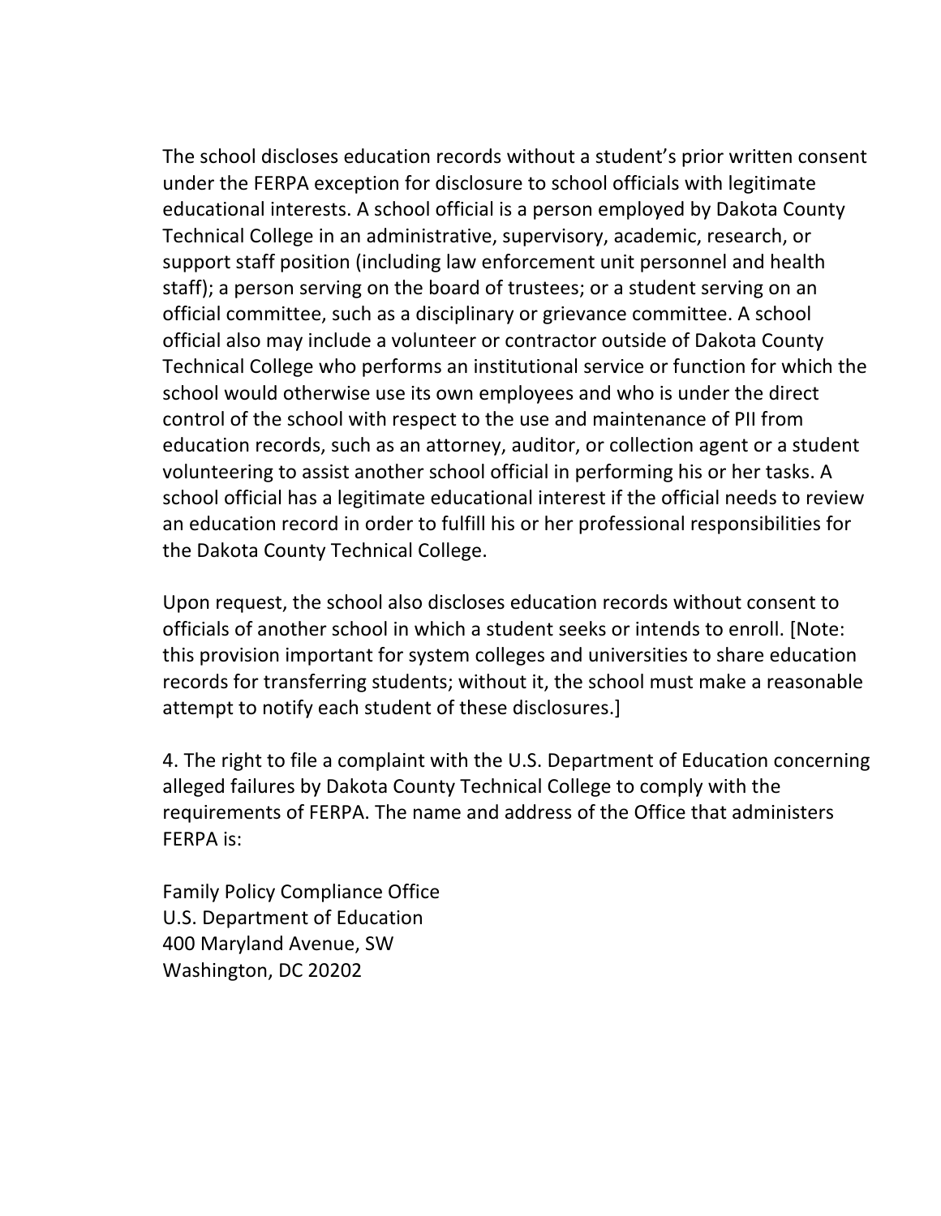The school discloses education records without a student's prior written consent under the FERPA exception for disclosure to school officials with legitimate educational interests. A school official is a person employed by Dakota County Technical College in an administrative, supervisory, academic, research, or support staff position (including law enforcement unit personnel and health staff); a person serving on the board of trustees; or a student serving on an official committee, such as a disciplinary or grievance committee. A school official also may include a volunteer or contractor outside of Dakota County Technical College who performs an institutional service or function for which the school would otherwise use its own employees and who is under the direct control of the school with respect to the use and maintenance of PII from education records, such as an attorney, auditor, or collection agent or a student volunteering to assist another school official in performing his or her tasks. A school official has a legitimate educational interest if the official needs to review an education record in order to fulfill his or her professional responsibilities for the Dakota County Technical College.

Upon request, the school also discloses education records without consent to officials of another school in which a student seeks or intends to enroll. [Note: this provision important for system colleges and universities to share education records for transferring students; without it, the school must make a reasonable attempt to notify each student of these disclosures.]

4. The right to file a complaint with the U.S. Department of Education concerning alleged failures by Dakota County Technical College to comply with the requirements of FERPA. The name and address of the Office that administers FERPA is:

Family Policy Compliance Office
U.S. Department of Education
400 Maryland Avenue, SW
Washington, DC 20202